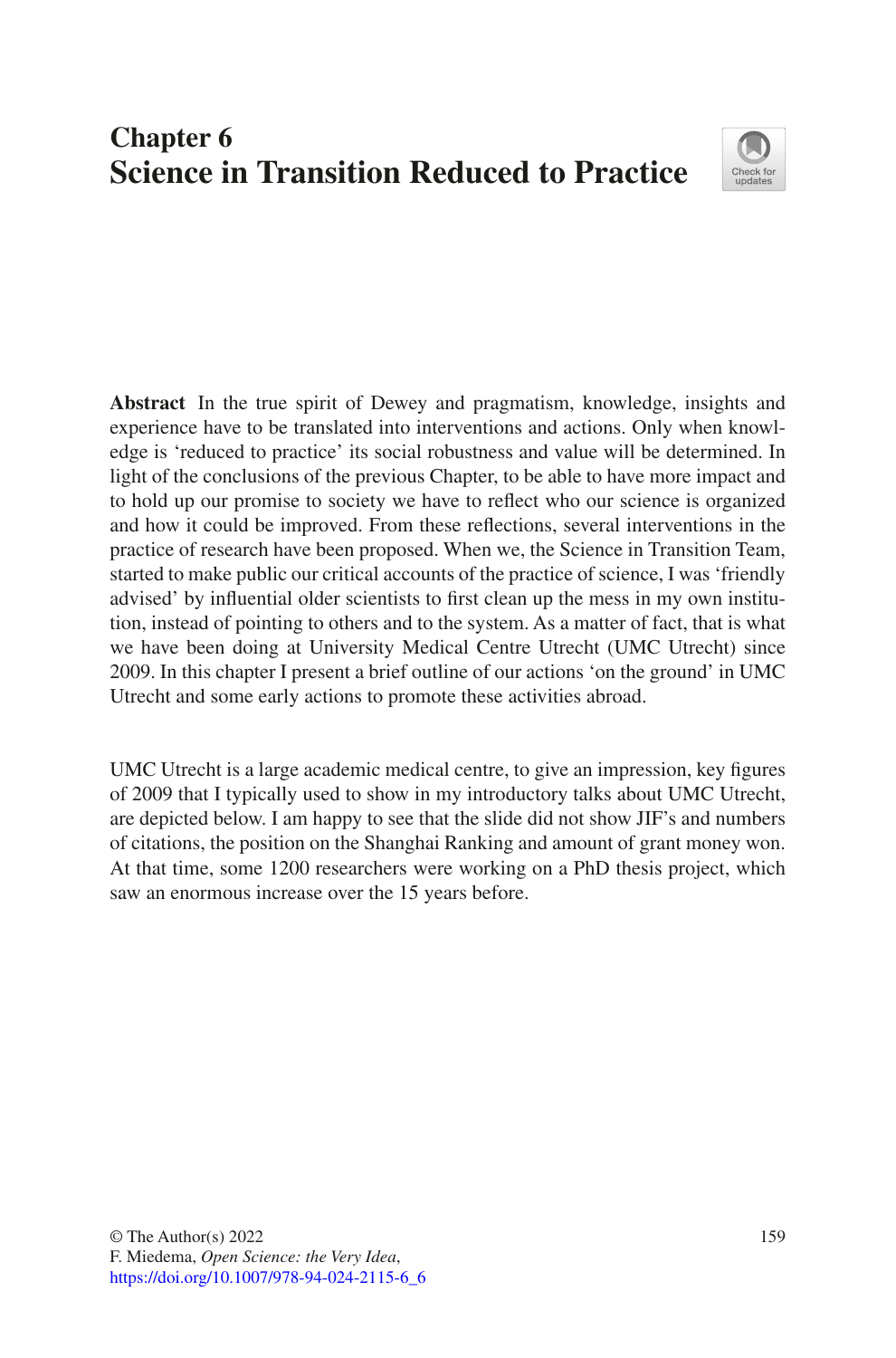# Chapter 6
# Science in Transition Reduced to Practice

**Abstract** In the true spirit of Dewey and pragmatism, knowledge, insights and experience have to be translated into interventions and actions. Only when knowledge is 'reduced to practice' its social robustness and value will be determined. In light of the conclusions of the previous Chapter, to be able to have more impact and to hold up our promise to society we have to reflect who our science is organized and how it could be improved. From these reflections, several interventions in the practice of research have been proposed. When we, the Science in Transition Team, started to make public our critical accounts of the practice of science, I was 'friendly advised' by influential older scientists to first clean up the mess in my own institution, instead of pointing to others and to the system. As a matter of fact, that is what we have been doing at University Medical Centre Utrecht (UMC Utrecht) since 2009. In this chapter I present a brief outline of our actions 'on the ground' in UMC Utrecht and some early actions to promote these activities abroad.

UMC Utrecht is a large academic medical centre, to give an impression, key figures of 2009 that I typically used to show in my introductory talks about UMC Utrecht, are depicted below. I am happy to see that the slide did not show JIF's and numbers of citations, the position on the Shanghai Ranking and amount of grant money won. At that time, some 1200 researchers were working on a PhD thesis project, which saw an enormous increase over the 15 years before.

© The Author(s) 2022
F. Miedema, *Open Science: the Very Idea*,
https://doi.org/10.1007/978-94-024-2115-6_6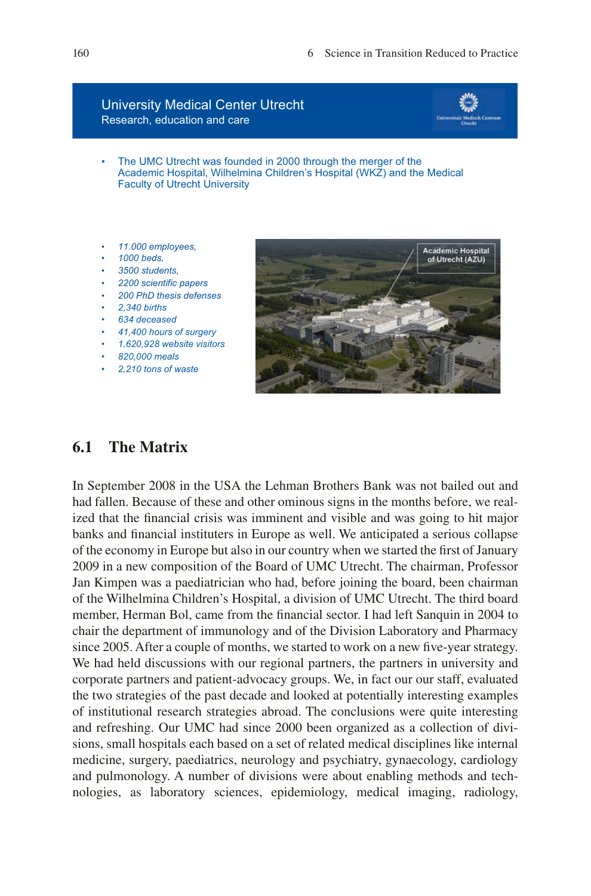University Medical Center Utrecht
Research, education and care

- The UMC Utrecht was founded in 2000 through the merger of the Academic Hospital, Wilhelmina Children's Hospital (WKZ) and the Medical Faculty of Utrecht University

- *11.000 employees,*
- *1000 beds,*
- *3500 students,*
- *2200 scientific papers*
- *200 PhD thesis defenses*
- *2,340 births*
- *634 deceased*
- *41,400 hours of surgery*
- *1,620,928 website visitors*
- *820,000 meals*
- *2,210 tons of waste*

Academic Hospital of Utrecht (AZU)

## 6.1 The Matrix

In September 2008 in the USA the Lehman Brothers Bank was not bailed out and had fallen. Because of these and other ominous signs in the months before, we realized that the financial crisis was imminent and visible and was going to hit major banks and financial instituters in Europe as well. We anticipated a serious collapse of the economy in Europe but also in our country when we started the first of January 2009 in a new composition of the Board of UMC Utrecht. The chairman, Professor Jan Kimpen was a paediatrician who had, before joining the board, been chairman of the Wilhelmina Children's Hospital, a division of UMC Utrecht. The third board member, Herman Bol, came from the financial sector. I had left Sanquin in 2004 to chair the department of immunology and of the Division Laboratory and Pharmacy since 2005. After a couple of months, we started to work on a new five-year strategy. We had held discussions with our regional partners, the partners in university and corporate partners and patient-advocacy groups. We, in fact our our staff, evaluated the two strategies of the past decade and looked at potentially interesting examples of institutional research strategies abroad. The conclusions were quite interesting and refreshing. Our UMC had since 2000 been organized as a collection of divisions, small hospitals each based on a set of related medical disciplines like internal medicine, surgery, paediatrics, neurology and psychiatry, gynaecology, cardiology and pulmonology. A number of divisions were about enabling methods and technologies, as laboratory sciences, epidemiology, medical imaging, radiology,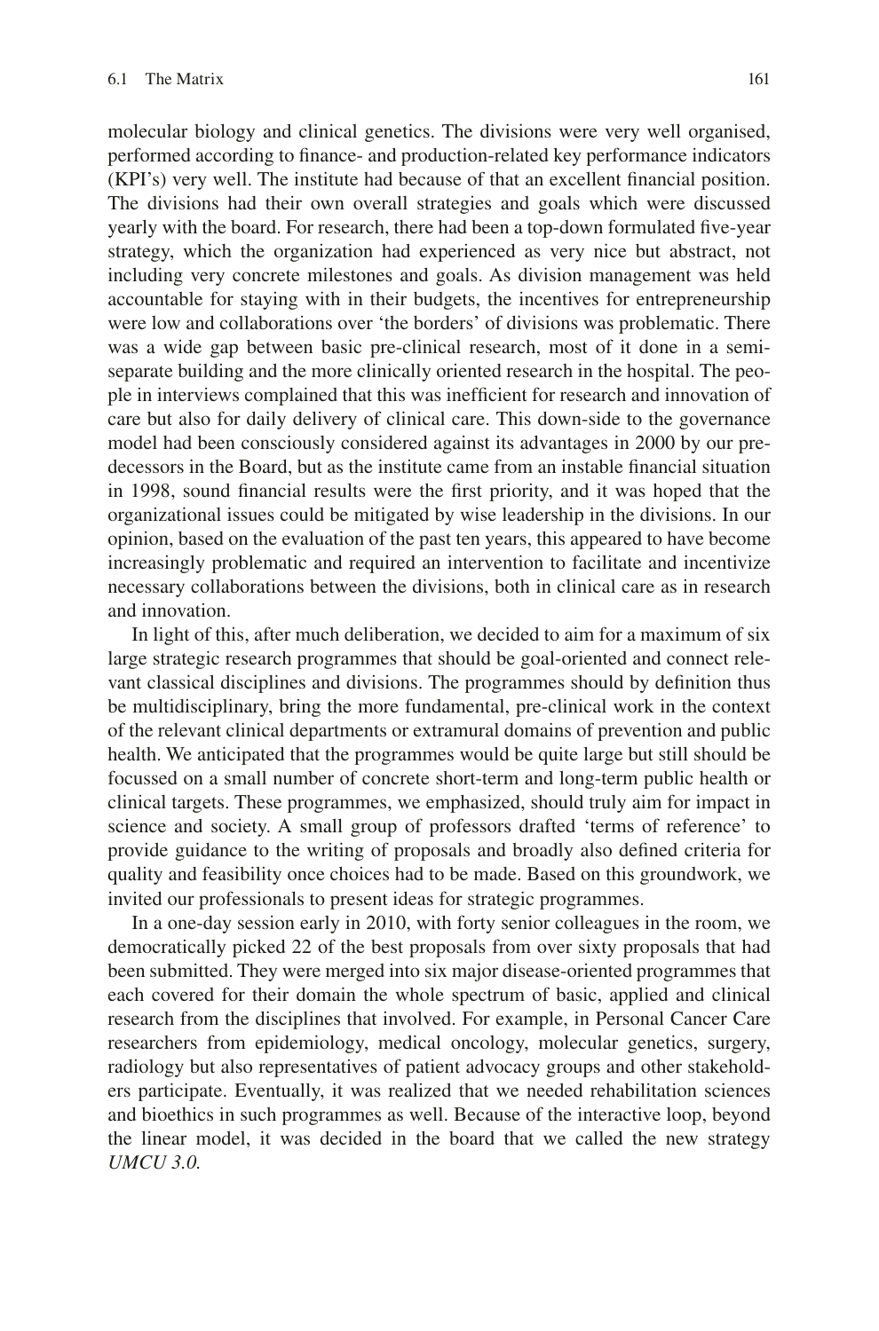molecular biology and clinical genetics. The divisions were very well organised, performed according to finance- and production-related key performance indicators (KPI's) very well. The institute had because of that an excellent financial position. The divisions had their own overall strategies and goals which were discussed yearly with the board. For research, there had been a top-down formulated five-year strategy, which the organization had experienced as very nice but abstract, not including very concrete milestones and goals. As division management was held accountable for staying with in their budgets, the incentives for entrepreneurship were low and collaborations over 'the borders' of divisions was problematic. There was a wide gap between basic pre-clinical research, most of it done in a semi-separate building and the more clinically oriented research in the hospital. The people in interviews complained that this was inefficient for research and innovation of care but also for daily delivery of clinical care. This down-side to the governance model had been consciously considered against its advantages in 2000 by our predecessors in the Board, but as the institute came from an instable financial situation in 1998, sound financial results were the first priority, and it was hoped that the organizational issues could be mitigated by wise leadership in the divisions. In our opinion, based on the evaluation of the past ten years, this appeared to have become increasingly problematic and required an intervention to facilitate and incentivize necessary collaborations between the divisions, both in clinical care as in research and innovation.

In light of this, after much deliberation, we decided to aim for a maximum of six large strategic research programmes that should be goal-oriented and connect relevant classical disciplines and divisions. The programmes should by definition thus be multidisciplinary, bring the more fundamental, pre-clinical work in the context of the relevant clinical departments or extramural domains of prevention and public health. We anticipated that the programmes would be quite large but still should be focussed on a small number of concrete short-term and long-term public health or clinical targets. These programmes, we emphasized, should truly aim for impact in science and society. A small group of professors drafted 'terms of reference' to provide guidance to the writing of proposals and broadly also defined criteria for quality and feasibility once choices had to be made. Based on this groundwork, we invited our professionals to present ideas for strategic programmes.

In a one-day session early in 2010, with forty senior colleagues in the room, we democratically picked 22 of the best proposals from over sixty proposals that had been submitted. They were merged into six major disease-oriented programmes that each covered for their domain the whole spectrum of basic, applied and clinical research from the disciplines that involved. For example, in Personal Cancer Care researchers from epidemiology, medical oncology, molecular genetics, surgery, radiology but also representatives of patient advocacy groups and other stakeholders participate. Eventually, it was realized that we needed rehabilitation sciences and bioethics in such programmes as well. Because of the interactive loop, beyond the linear model, it was decided in the board that we called the new strategy *UMCU 3.0.*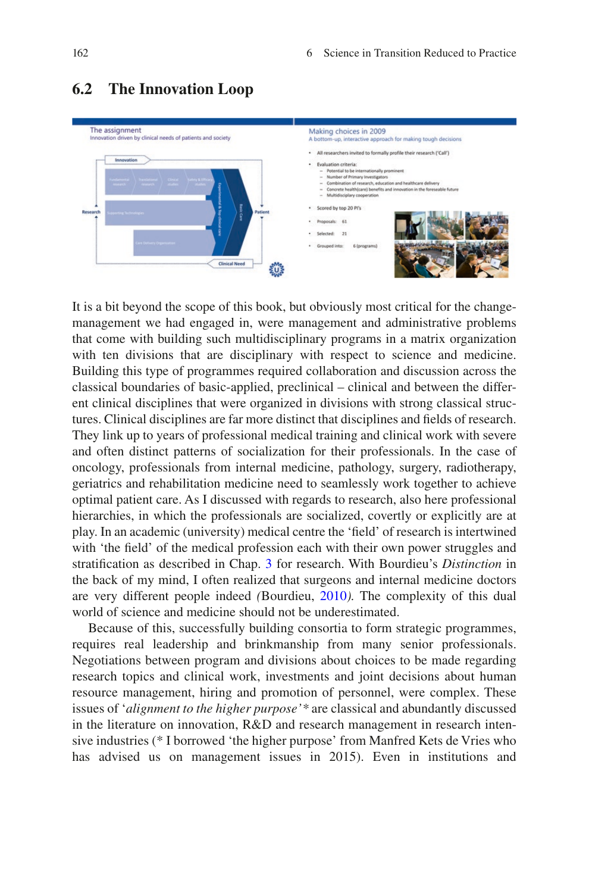## 6.2 The Innovation Loop

It is a bit beyond the scope of this book, but obviously most critical for the change-management we had engaged in, were management and administrative problems that come with building such multidisciplinary programs in a matrix organization with ten divisions that are disciplinary with respect to science and medicine. Building this type of programmes required collaboration and discussion across the classical boundaries of basic-applied, preclinical – clinical and between the different clinical disciplines that were organized in divisions with strong classical structures. Clinical disciplines are far more distinct that disciplines and fields of research. They link up to years of professional medical training and clinical work with severe and often distinct patterns of socialization for their professionals. In the case of oncology, professionals from internal medicine, pathology, surgery, radiotherapy, geriatrics and rehabilitation medicine need to seamlessly work together to achieve optimal patient care. As I discussed with regards to research, also here professional hierarchies, in which the professionals are socialized, covertly or explicitly are at play. In an academic (university) medical centre the 'field' of research is intertwined with 'the field' of the medical profession each with their own power struggles and stratification as described in Chap. 3 for research. With Bourdieu's *Distinction* in the back of my mind, I often realized that surgeons and internal medicine doctors are very different people indeed (Bourdieu, 2010). The complexity of this dual world of science and medicine should not be underestimated.

Because of this, successfully building consortia to form strategic programmes, requires real leadership and brinkmanship from many senior professionals. Negotiations between program and divisions about choices to be made regarding research topics and clinical work, investments and joint decisions about human resource management, hiring and promotion of personnel, were complex. These issues of '*alignment to the higher purpose*'* are classical and abundantly discussed in the literature on innovation, R&D and research management in research intensive industries (* I borrowed 'the higher purpose' from Manfred Kets de Vries who has advised us on management issues in 2015). Even in institutions and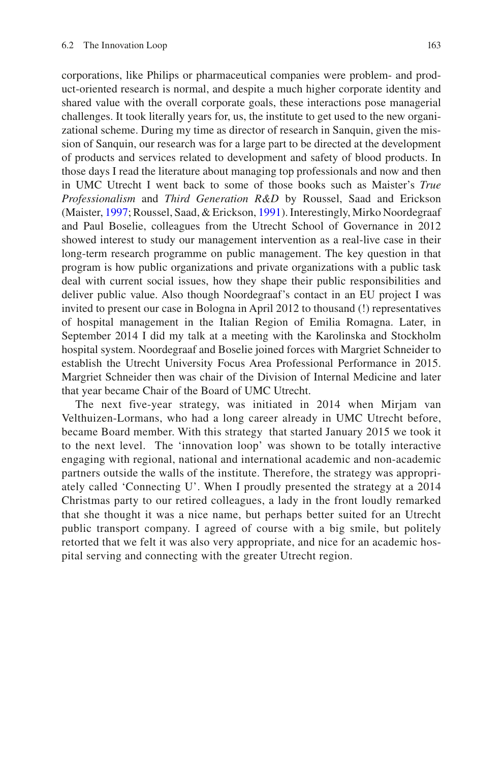corporations, like Philips or pharmaceutical companies were problem- and product-oriented research is normal, and despite a much higher corporate identity and shared value with the overall corporate goals, these interactions pose managerial challenges. It took literally years for, us, the institute to get used to the new organizational scheme. During my time as director of research in Sanquin, given the mission of Sanquin, our research was for a large part to be directed at the development of products and services related to development and safety of blood products. In those days I read the literature about managing top professionals and now and then in UMC Utrecht I went back to some of those books such as Maister's *True Professionalism* and *Third Generation R&D* by Roussel, Saad and Erickson (Maister, 1997; Roussel, Saad, & Erickson, 1991). Interestingly, Mirko Noordegraaf and Paul Boselie, colleagues from the Utrecht School of Governance in 2012 showed interest to study our management intervention as a real-live case in their long-term research programme on public management. The key question in that program is how public organizations and private organizations with a public task deal with current social issues, how they shape their public responsibilities and deliver public value. Also though Noordegraaf's contact in an EU project I was invited to present our case in Bologna in April 2012 to thousand (!) representatives of hospital management in the Italian Region of Emilia Romagna. Later, in September 2014 I did my talk at a meeting with the Karolinska and Stockholm hospital system. Noordegraaf and Boselie joined forces with Margriet Schneider to establish the Utrecht University Focus Area Professional Performance in 2015. Margriet Schneider then was chair of the Division of Internal Medicine and later that year became Chair of the Board of UMC Utrecht.

The next five-year strategy, was initiated in 2014 when Mirjam van Velthuizen-Lormans, who had a long career already in UMC Utrecht before, became Board member. With this strategy that started January 2015 we took it to the next level. The 'innovation loop' was shown to be totally interactive engaging with regional, national and international academic and non-academic partners outside the walls of the institute. Therefore, the strategy was appropriately called 'Connecting U'. When I proudly presented the strategy at a 2014 Christmas party to our retired colleagues, a lady in the front loudly remarked that she thought it was a nice name, but perhaps better suited for an Utrecht public transport company. I agreed of course with a big smile, but politely retorted that we felt it was also very appropriate, and nice for an academic hospital serving and connecting with the greater Utrecht region.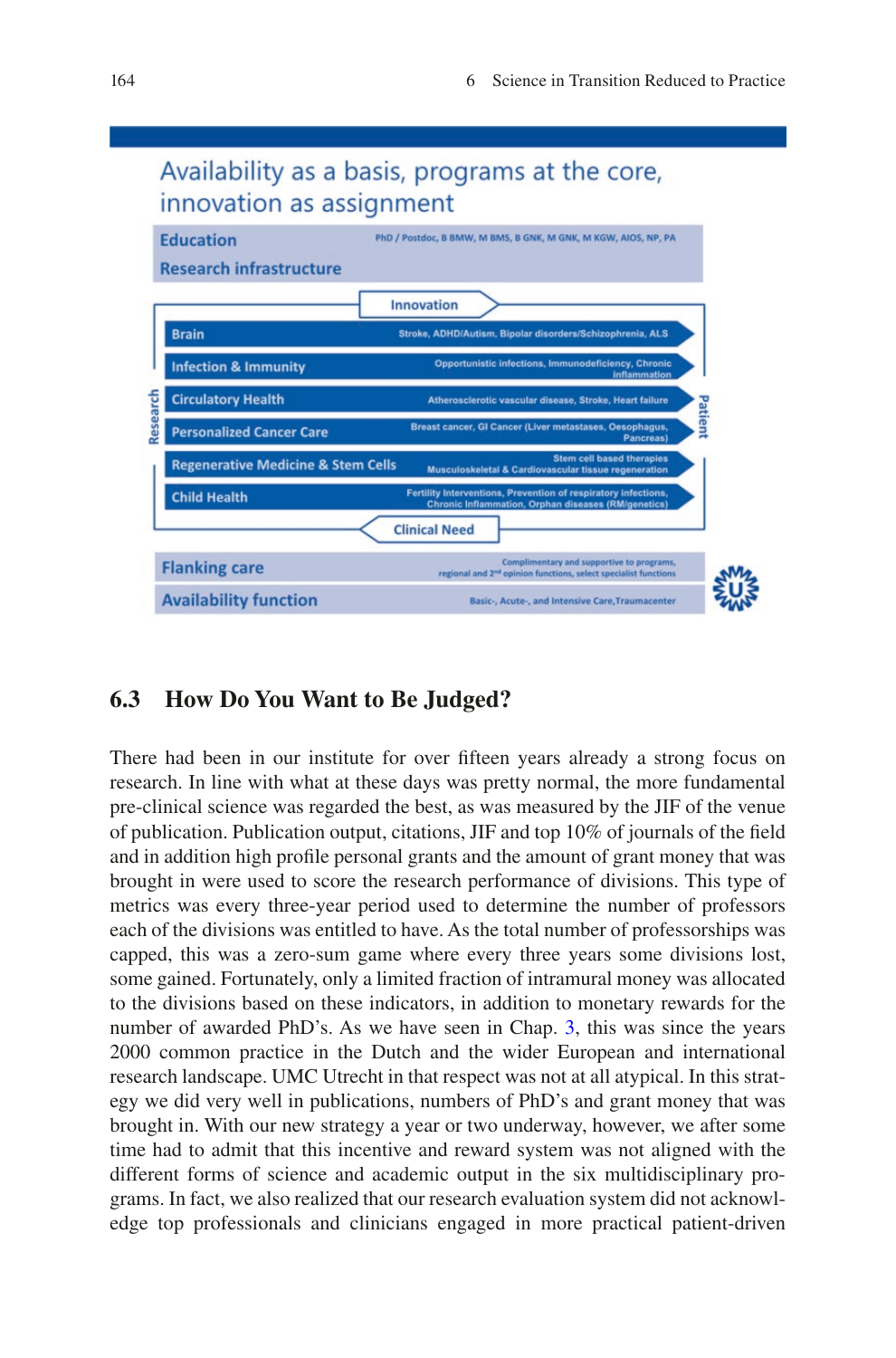Availability as a basis, programs at the core, innovation as assignment

Education — PhD / Postdoc, B BMW, M BMS, B GNK, M GNK, M KGW, AIOS, NP, PA

Research infrastructure

Innovation

Research — Patient

- Brain — Stroke, ADHD/Autism, Bipolar disorders/Schizophrenia, ALS
- Infection & Immunity — Opportunistic infections, Immunodeficiency, Chronic Inflammation
- Circulatory Health — Atherosclerotic vascular disease, Stroke, Heart failure
- Personalized Cancer Care — Breast cancer, GI Cancer (Liver metastases, Oesophagus, Pancreas)
- Regenerative Medicine & Stem Cells — Stem cell based therapies, Musculoskeletal & Cardiovascular tissue regeneration
- Child Health — Fertility Interventions, Prevention of respiratory infections, Chronic Inflammation, Orphan diseases (RM/genetics)

Clinical Need

Flanking care — Complimentary and supportive to programs, regional and 2nd opinion functions, select specialist functions

Availability function — Basic-, Acute-, and Intensive Care,Traumacenter

## 6.3 How Do You Want to Be Judged?

There had been in our institute for over fifteen years already a strong focus on research. In line with what at these days was pretty normal, the more fundamental pre-clinical science was regarded the best, as was measured by the JIF of the venue of publication. Publication output, citations, JIF and top 10% of journals of the field and in addition high profile personal grants and the amount of grant money that was brought in were used to score the research performance of divisions. This type of metrics was every three-year period used to determine the number of professors each of the divisions was entitled to have. As the total number of professorships was capped, this was a zero-sum game where every three years some divisions lost, some gained. Fortunately, only a limited fraction of intramural money was allocated to the divisions based on these indicators, in addition to monetary rewards for the number of awarded PhD's. As we have seen in Chap. 3, this was since the years 2000 common practice in the Dutch and the wider European and international research landscape. UMC Utrecht in that respect was not at all atypical. In this strategy we did very well in publications, numbers of PhD's and grant money that was brought in. With our new strategy a year or two underway, however, we after some time had to admit that this incentive and reward system was not aligned with the different forms of science and academic output in the six multidisciplinary programs. In fact, we also realized that our research evaluation system did not acknowledge top professionals and clinicians engaged in more practical patient-driven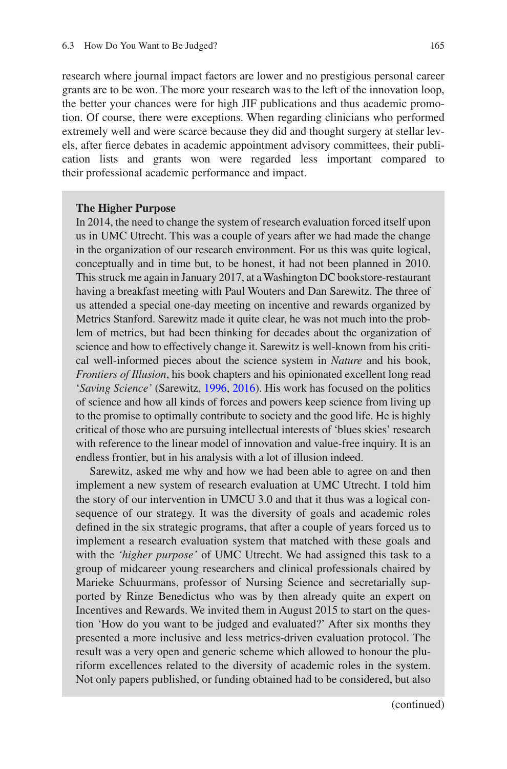research where journal impact factors are lower and no prestigious personal career grants are to be won. The more your research was to the left of the innovation loop, the better your chances were for high JIF publications and thus academic promotion. Of course, there were exceptions. When regarding clinicians who performed extremely well and were scarce because they did and thought surgery at stellar levels, after fierce debates in academic appointment advisory committees, their publication lists and grants won were regarded less important compared to their professional academic performance and impact.

**The Higher Purpose**

In 2014, the need to change the system of research evaluation forced itself upon us in UMC Utrecht. This was a couple of years after we had made the change in the organization of our research environment. For us this was quite logical, conceptually and in time but, to be honest, it had not been planned in 2010. This struck me again in January 2017, at a Washington DC bookstore-restaurant having a breakfast meeting with Paul Wouters and Dan Sarewitz. The three of us attended a special one-day meeting on incentive and rewards organized by Metrics Stanford. Sarewitz made it quite clear, he was not much into the problem of metrics, but had been thinking for decades about the organization of science and how to effectively change it. Sarewitz is well-known from his critical well-informed pieces about the science system in *Nature* and his book, *Frontiers of Illusion*, his book chapters and his opinionated excellent long read '*Saving Science'* (Sarewitz, 1996, 2016). His work has focused on the politics of science and how all kinds of forces and powers keep science from living up to the promise to optimally contribute to society and the good life. He is highly critical of those who are pursuing intellectual interests of 'blues skies' research with reference to the linear model of innovation and value-free inquiry. It is an endless frontier, but in his analysis with a lot of illusion indeed.

Sarewitz, asked me why and how we had been able to agree on and then implement a new system of research evaluation at UMC Utrecht. I told him the story of our intervention in UMCU 3.0 and that it thus was a logical consequence of our strategy. It was the diversity of goals and academic roles defined in the six strategic programs, that after a couple of years forced us to implement a research evaluation system that matched with these goals and with the *'higher purpose'* of UMC Utrecht. We had assigned this task to a group of midcareer young researchers and clinical professionals chaired by Marieke Schuurmans, professor of Nursing Science and secretarially supported by Rinze Benedictus who was by then already quite an expert on Incentives and Rewards. We invited them in August 2015 to start on the question 'How do you want to be judged and evaluated?' After six months they presented a more inclusive and less metrics-driven evaluation protocol. The result was a very open and generic scheme which allowed to honour the pluriform excellences related to the diversity of academic roles in the system. Not only papers published, or funding obtained had to be considered, but also

(continued)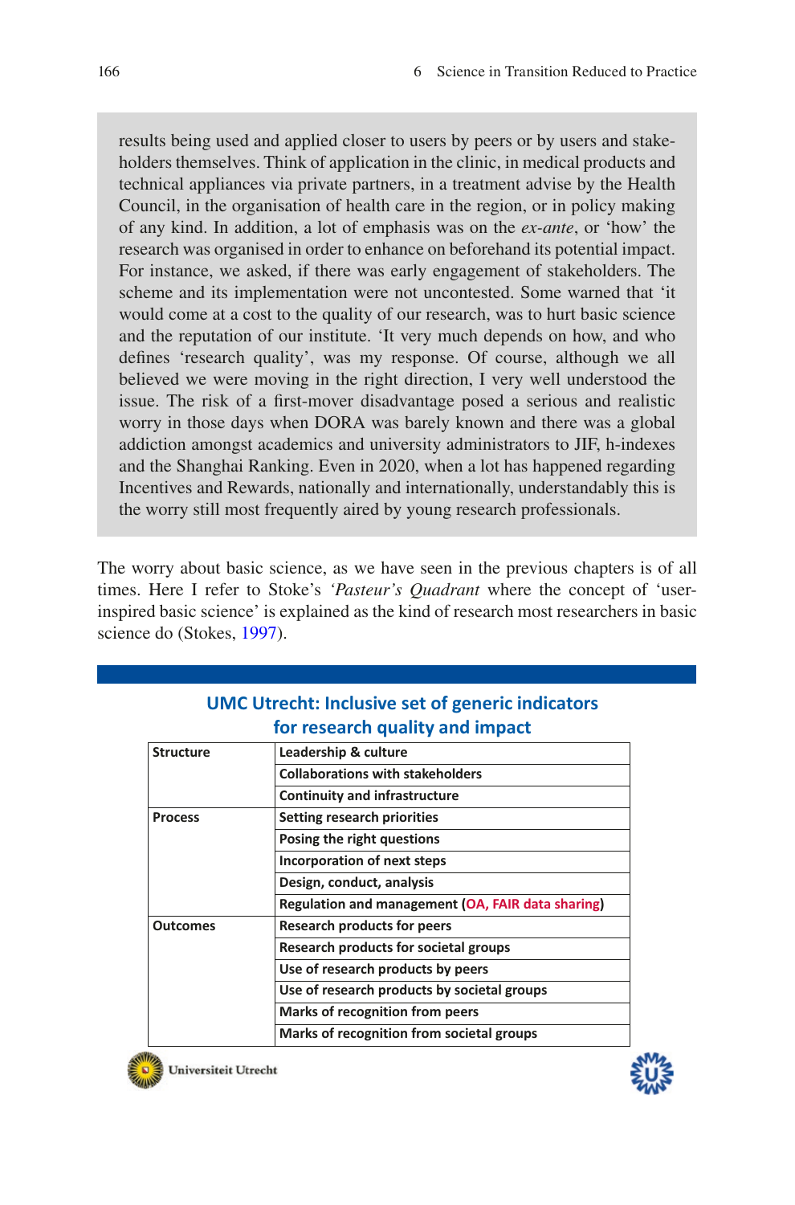results being used and applied closer to users by peers or by users and stakeholders themselves. Think of application in the clinic, in medical products and technical appliances via private partners, in a treatment advise by the Health Council, in the organisation of health care in the region, or in policy making of any kind. In addition, a lot of emphasis was on the *ex-ante*, or 'how' the research was organised in order to enhance on beforehand its potential impact. For instance, we asked, if there was early engagement of stakeholders. The scheme and its implementation were not uncontested. Some warned that 'it would come at a cost to the quality of our research, was to hurt basic science and the reputation of our institute. 'It very much depends on how, and who defines 'research quality', was my response. Of course, although we all believed we were moving in the right direction, I very well understood the issue. The risk of a first-mover disadvantage posed a serious and realistic worry in those days when DORA was barely known and there was a global addiction amongst academics and university administrators to JIF, h-indexes and the Shanghai Ranking. Even in 2020, when a lot has happened regarding Incentives and Rewards, nationally and internationally, understandably this is the worry still most frequently aired by young research professionals.

The worry about basic science, as we have seen in the previous chapters is of all times. Here I refer to Stoke's *'Pasteur's Quadrant* where the concept of 'user-inspired basic science' is explained as the kind of research most researchers in basic science do (Stokes, 1997).

**UMC Utrecht: Inclusive set of generic indicators for research quality and impact**

| | |
|---|---|
| **Structure** | **Leadership & culture** |
| | **Collaborations with stakeholders** |
| | **Continuity and infrastructure** |
| **Process** | **Setting research priorities** |
| | **Posing the right questions** |
| | **Incorporation of next steps** |
| | **Design, conduct, analysis** |
| | **Regulation and management (OA, FAIR data sharing)** |
| **Outcomes** | **Research products for peers** |
| | **Research products for societal groups** |
| | **Use of research products by peers** |
| | **Use of research products by societal groups** |
| | **Marks of recognition from peers** |
| | **Marks of recognition from societal groups** |

Universiteit Utrecht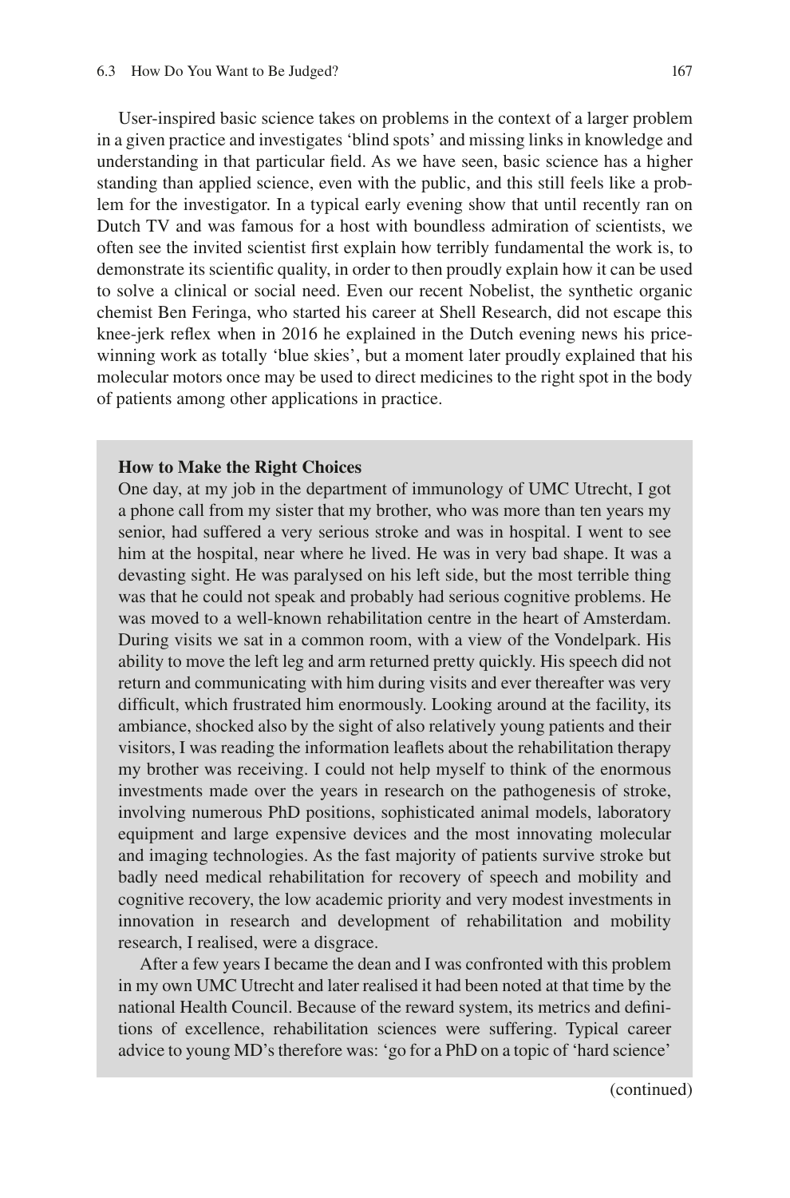User-inspired basic science takes on problems in the context of a larger problem in a given practice and investigates 'blind spots' and missing links in knowledge and understanding in that particular field. As we have seen, basic science has a higher standing than applied science, even with the public, and this still feels like a problem for the investigator. In a typical early evening show that until recently ran on Dutch TV and was famous for a host with boundless admiration of scientists, we often see the invited scientist first explain how terribly fundamental the work is, to demonstrate its scientific quality, in order to then proudly explain how it can be used to solve a clinical or social need. Even our recent Nobelist, the synthetic organic chemist Ben Feringa, who started his career at Shell Research, did not escape this knee-jerk reflex when in 2016 he explained in the Dutch evening news his price-winning work as totally 'blue skies', but a moment later proudly explained that his molecular motors once may be used to direct medicines to the right spot in the body of patients among other applications in practice.

**How to Make the Right Choices**

One day, at my job in the department of immunology of UMC Utrecht, I got a phone call from my sister that my brother, who was more than ten years my senior, had suffered a very serious stroke and was in hospital. I went to see him at the hospital, near where he lived. He was in very bad shape. It was a devasting sight. He was paralysed on his left side, but the most terrible thing was that he could not speak and probably had serious cognitive problems. He was moved to a well-known rehabilitation centre in the heart of Amsterdam. During visits we sat in a common room, with a view of the Vondelpark. His ability to move the left leg and arm returned pretty quickly. His speech did not return and communicating with him during visits and ever thereafter was very difficult, which frustrated him enormously. Looking around at the facility, its ambiance, shocked also by the sight of also relatively young patients and their visitors, I was reading the information leaflets about the rehabilitation therapy my brother was receiving. I could not help myself to think of the enormous investments made over the years in research on the pathogenesis of stroke, involving numerous PhD positions, sophisticated animal models, laboratory equipment and large expensive devices and the most innovating molecular and imaging technologies. As the fast majority of patients survive stroke but badly need medical rehabilitation for recovery of speech and mobility and cognitive recovery, the low academic priority and very modest investments in innovation in research and development of rehabilitation and mobility research, I realised, were a disgrace.

After a few years I became the dean and I was confronted with this problem in my own UMC Utrecht and later realised it had been noted at that time by the national Health Council. Because of the reward system, its metrics and definitions of excellence, rehabilitation sciences were suffering. Typical career advice to young MD's therefore was: 'go for a PhD on a topic of 'hard science'

(continued)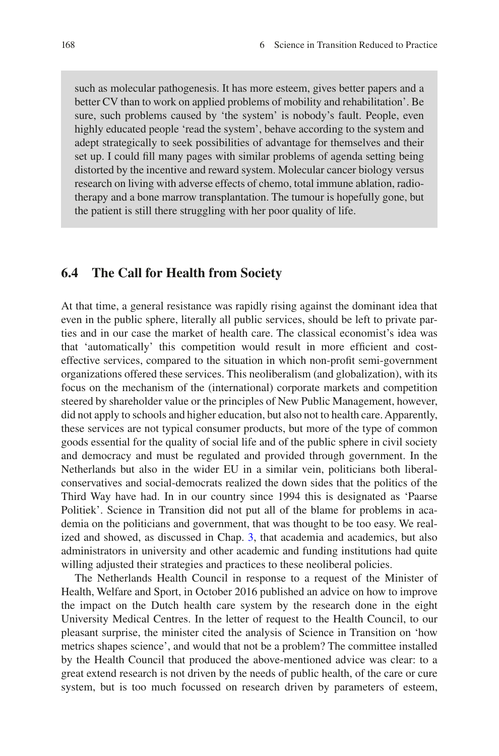such as molecular pathogenesis. It has more esteem, gives better papers and a better CV than to work on applied problems of mobility and rehabilitation'. Be sure, such problems caused by 'the system' is nobody's fault. People, even highly educated people 'read the system', behave according to the system and adept strategically to seek possibilities of advantage for themselves and their set up. I could fill many pages with similar problems of agenda setting being distorted by the incentive and reward system. Molecular cancer biology versus research on living with adverse effects of chemo, total immune ablation, radiotherapy and a bone marrow transplantation. The tumour is hopefully gone, but the patient is still there struggling with her poor quality of life.

## 6.4 The Call for Health from Society

At that time, a general resistance was rapidly rising against the dominant idea that even in the public sphere, literally all public services, should be left to private parties and in our case the market of health care. The classical economist's idea was that 'automatically' this competition would result in more efficient and cost-effective services, compared to the situation in which non-profit semi-government organizations offered these services. This neoliberalism (and globalization), with its focus on the mechanism of the (international) corporate markets and competition steered by shareholder value or the principles of New Public Management, however, did not apply to schools and higher education, but also not to health care. Apparently, these services are not typical consumer products, but more of the type of common goods essential for the quality of social life and of the public sphere in civil society and democracy and must be regulated and provided through government. In the Netherlands but also in the wider EU in a similar vein, politicians both liberal-conservatives and social-democrats realized the down sides that the politics of the Third Way have had. In in our country since 1994 this is designated as 'Paarse Politiek'. Science in Transition did not put all of the blame for problems in academia on the politicians and government, that was thought to be too easy. We realized and showed, as discussed in Chap. 3, that academia and academics, but also administrators in university and other academic and funding institutions had quite willing adjusted their strategies and practices to these neoliberal policies.

The Netherlands Health Council in response to a request of the Minister of Health, Welfare and Sport, in October 2016 published an advice on how to improve the impact on the Dutch health care system by the research done in the eight University Medical Centres. In the letter of request to the Health Council, to our pleasant surprise, the minister cited the analysis of Science in Transition on 'how metrics shapes science', and would that not be a problem? The committee installed by the Health Council that produced the above-mentioned advice was clear: to a great extend research is not driven by the needs of public health, of the care or cure system, but is too much focussed on research driven by parameters of esteem,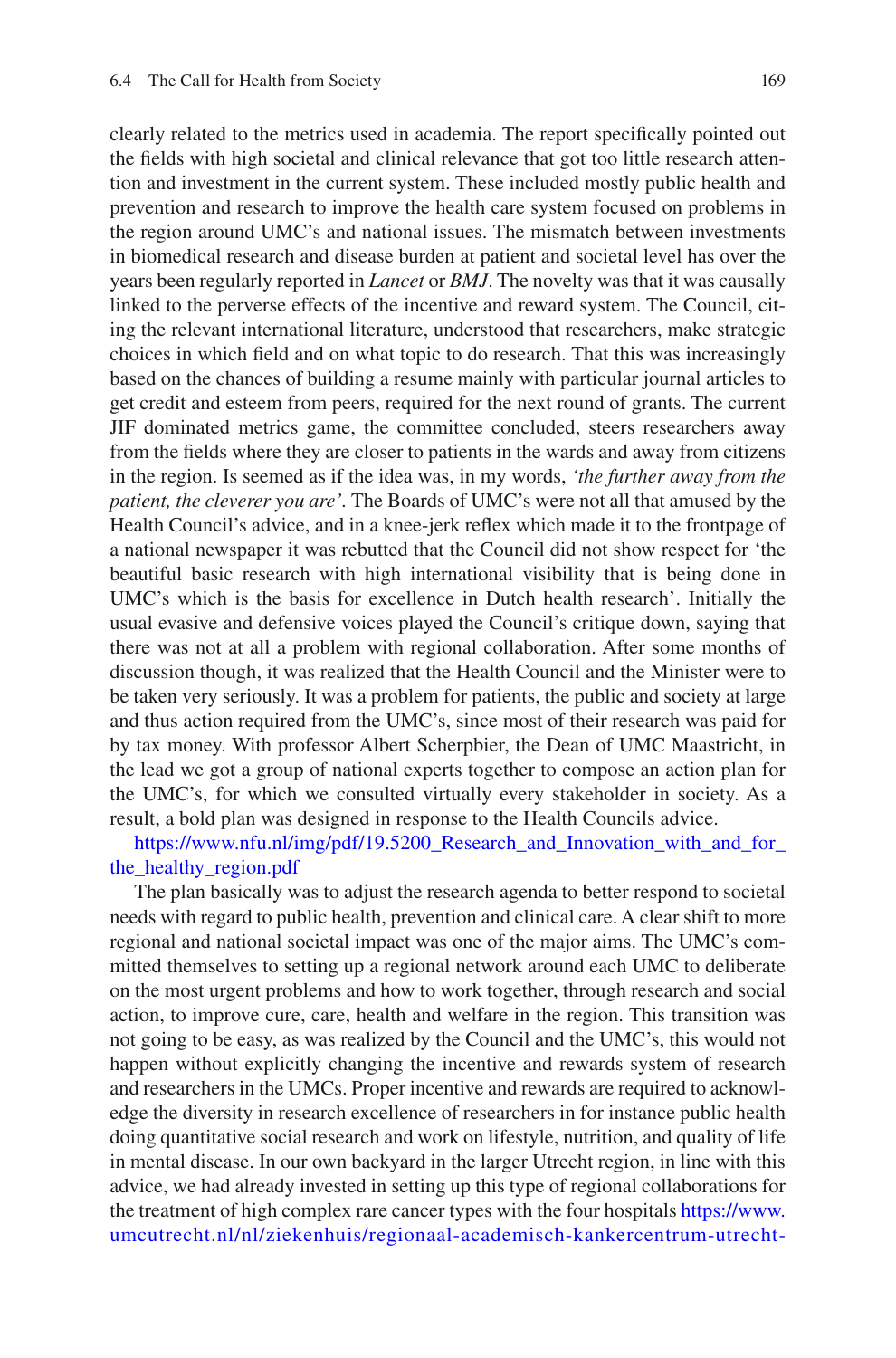clearly related to the metrics used in academia. The report specifically pointed out the fields with high societal and clinical relevance that got too little research attention and investment in the current system. These included mostly public health and prevention and research to improve the health care system focused on problems in the region around UMC's and national issues. The mismatch between investments in biomedical research and disease burden at patient and societal level has over the years been regularly reported in *Lancet* or *BMJ*. The novelty was that it was causally linked to the perverse effects of the incentive and reward system. The Council, citing the relevant international literature, understood that researchers, make strategic choices in which field and on what topic to do research. That this was increasingly based on the chances of building a resume mainly with particular journal articles to get credit and esteem from peers, required for the next round of grants. The current JIF dominated metrics game, the committee concluded, steers researchers away from the fields where they are closer to patients in the wards and away from citizens in the region. Is seemed as if the idea was, in my words, *'the further away from the patient, the cleverer you are'*. The Boards of UMC's were not all that amused by the Health Council's advice, and in a knee-jerk reflex which made it to the frontpage of a national newspaper it was rebutted that the Council did not show respect for 'the beautiful basic research with high international visibility that is being done in UMC's which is the basis for excellence in Dutch health research'. Initially the usual evasive and defensive voices played the Council's critique down, saying that there was not at all a problem with regional collaboration. After some months of discussion though, it was realized that the Health Council and the Minister were to be taken very seriously. It was a problem for patients, the public and society at large and thus action required from the UMC's, since most of their research was paid for by tax money. With professor Albert Scherpbier, the Dean of UMC Maastricht, in the lead we got a group of national experts together to compose an action plan for the UMC's, for which we consulted virtually every stakeholder in society. As a result, a bold plan was designed in response to the Health Councils advice.

https://www.nfu.nl/img/pdf/19.5200_Research_and_Innovation_with_and_for_the_healthy_region.pdf

The plan basically was to adjust the research agenda to better respond to societal needs with regard to public health, prevention and clinical care. A clear shift to more regional and national societal impact was one of the major aims. The UMC's committed themselves to setting up a regional network around each UMC to deliberate on the most urgent problems and how to work together, through research and social action, to improve cure, care, health and welfare in the region. This transition was not going to be easy, as was realized by the Council and the UMC's, this would not happen without explicitly changing the incentive and rewards system of research and researchers in the UMCs. Proper incentive and rewards are required to acknowledge the diversity in research excellence of researchers in for instance public health doing quantitative social research and work on lifestyle, nutrition, and quality of life in mental disease. In our own backyard in the larger Utrecht region, in line with this advice, we had already invested in setting up this type of regional collaborations for the treatment of high complex rare cancer types with the four hospitals https://www.umcutrecht.nl/nl/ziekenhuis/regionaal-academisch-kankercentrum-utrecht-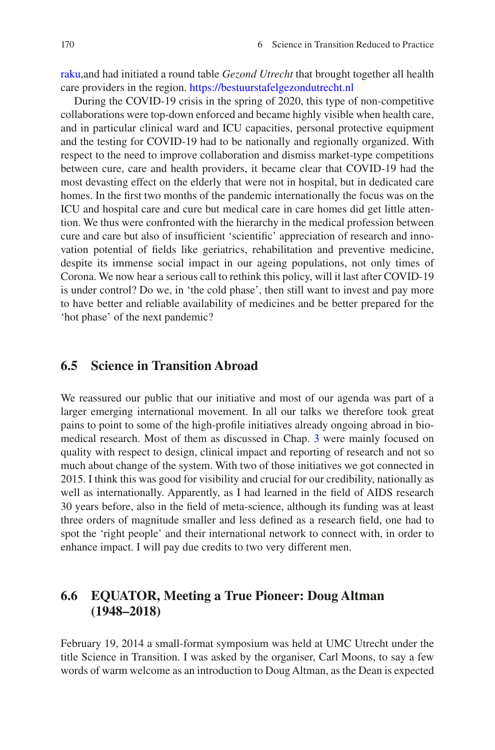raku,and had initiated a round table *Gezond Utrecht* that brought together all health care providers in the region. https://bestuurstafelgezondutrecht.nl

During the COVID-19 crisis in the spring of 2020, this type of non-competitive collaborations were top-down enforced and became highly visible when health care, and in particular clinical ward and ICU capacities, personal protective equipment and the testing for COVID-19 had to be nationally and regionally organized. With respect to the need to improve collaboration and dismiss market-type competitions between cure, care and health providers, it became clear that COVID-19 had the most devasting effect on the elderly that were not in hospital, but in dedicated care homes. In the first two months of the pandemic internationally the focus was on the ICU and hospital care and cure but medical care in care homes did get little attention. We thus were confronted with the hierarchy in the medical profession between cure and care but also of insufficient 'scientific' appreciation of research and innovation potential of fields like geriatrics, rehabilitation and preventive medicine, despite its immense social impact in our ageing populations, not only times of Corona. We now hear a serious call to rethink this policy, will it last after COVID-19 is under control? Do we, in 'the cold phase', then still want to invest and pay more to have better and reliable availability of medicines and be better prepared for the 'hot phase' of the next pandemic?

## 6.5 Science in Transition Abroad

We reassured our public that our initiative and most of our agenda was part of a larger emerging international movement. In all our talks we therefore took great pains to point to some of the high-profile initiatives already ongoing abroad in biomedical research. Most of them as discussed in Chap. 3 were mainly focused on quality with respect to design, clinical impact and reporting of research and not so much about change of the system. With two of those initiatives we got connected in 2015. I think this was good for visibility and crucial for our credibility, nationally as well as internationally. Apparently, as I had learned in the field of AIDS research 30 years before, also in the field of meta-science, although its funding was at least three orders of magnitude smaller and less defined as a research field, one had to spot the 'right people' and their international network to connect with, in order to enhance impact. I will pay due credits to two very different men.

## 6.6 EQUATOR, Meeting a True Pioneer: Doug Altman (1948–2018)

February 19, 2014 a small-format symposium was held at UMC Utrecht under the title Science in Transition. I was asked by the organiser, Carl Moons, to say a few words of warm welcome as an introduction to Doug Altman, as the Dean is expected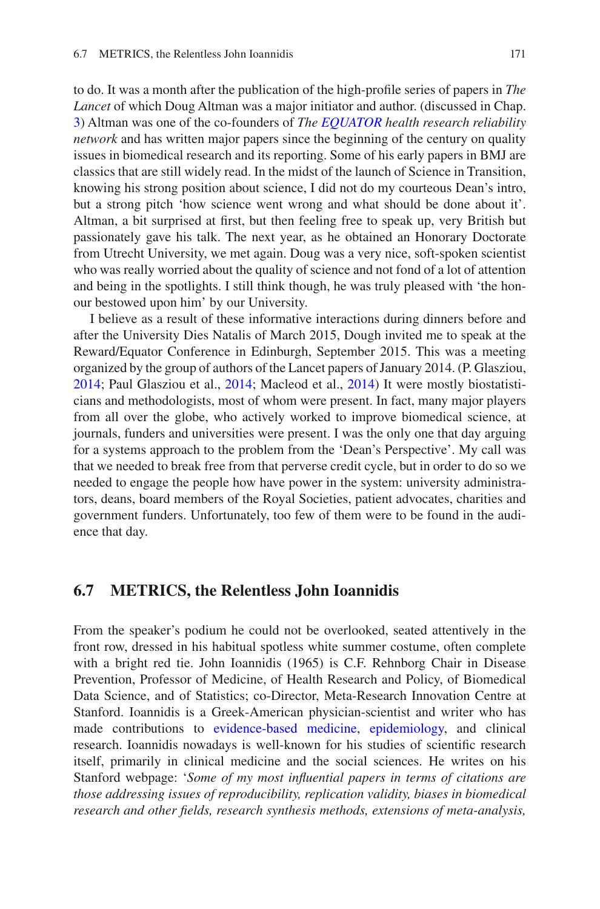to do. It was a month after the publication of the high-profile series of papers in *The Lancet* of which Doug Altman was a major initiator and author. (discussed in Chap. 3) Altman was one of the co-founders of *The EQUATOR health research reliability network* and has written major papers since the beginning of the century on quality issues in biomedical research and its reporting. Some of his early papers in BMJ are classics that are still widely read. In the midst of the launch of Science in Transition, knowing his strong position about science, I did not do my courteous Dean's intro, but a strong pitch 'how science went wrong and what should be done about it'. Altman, a bit surprised at first, but then feeling free to speak up, very British but passionately gave his talk. The next year, as he obtained an Honorary Doctorate from Utrecht University, we met again. Doug was a very nice, soft-spoken scientist who was really worried about the quality of science and not fond of a lot of attention and being in the spotlights. I still think though, he was truly pleased with 'the honour bestowed upon him' by our University.

I believe as a result of these informative interactions during dinners before and after the University Dies Natalis of March 2015, Dough invited me to speak at the Reward/Equator Conference in Edinburgh, September 2015. This was a meeting organized by the group of authors of the Lancet papers of January 2014. (P. Glasziou, 2014; Paul Glasziou et al., 2014; Macleod et al., 2014) It were mostly biostatisticians and methodologists, most of whom were present. In fact, many major players from all over the globe, who actively worked to improve biomedical science, at journals, funders and universities were present. I was the only one that day arguing for a systems approach to the problem from the 'Dean's Perspective'. My call was that we needed to break free from that perverse credit cycle, but in order to do so we needed to engage the people how have power in the system: university administrators, deans, board members of the Royal Societies, patient advocates, charities and government funders. Unfortunately, too few of them were to be found in the audience that day.

## 6.7 METRICS, the Relentless John Ioannidis

From the speaker's podium he could not be overlooked, seated attentively in the front row, dressed in his habitual spotless white summer costume, often complete with a bright red tie. John Ioannidis (1965) is C.F. Rehnborg Chair in Disease Prevention, Professor of Medicine, of Health Research and Policy, of Biomedical Data Science, and of Statistics; co-Director, Meta-Research Innovation Centre at Stanford. Ioannidis is a Greek-American physician-scientist and writer who has made contributions to evidence-based medicine, epidemiology, and clinical research. Ioannidis nowadays is well-known for his studies of scientific research itself, primarily in clinical medicine and the social sciences. He writes on his Stanford webpage: '*Some of my most influential papers in terms of citations are those addressing issues of reproducibility, replication validity, biases in biomedical research and other fields, research synthesis methods, extensions of meta-analysis,*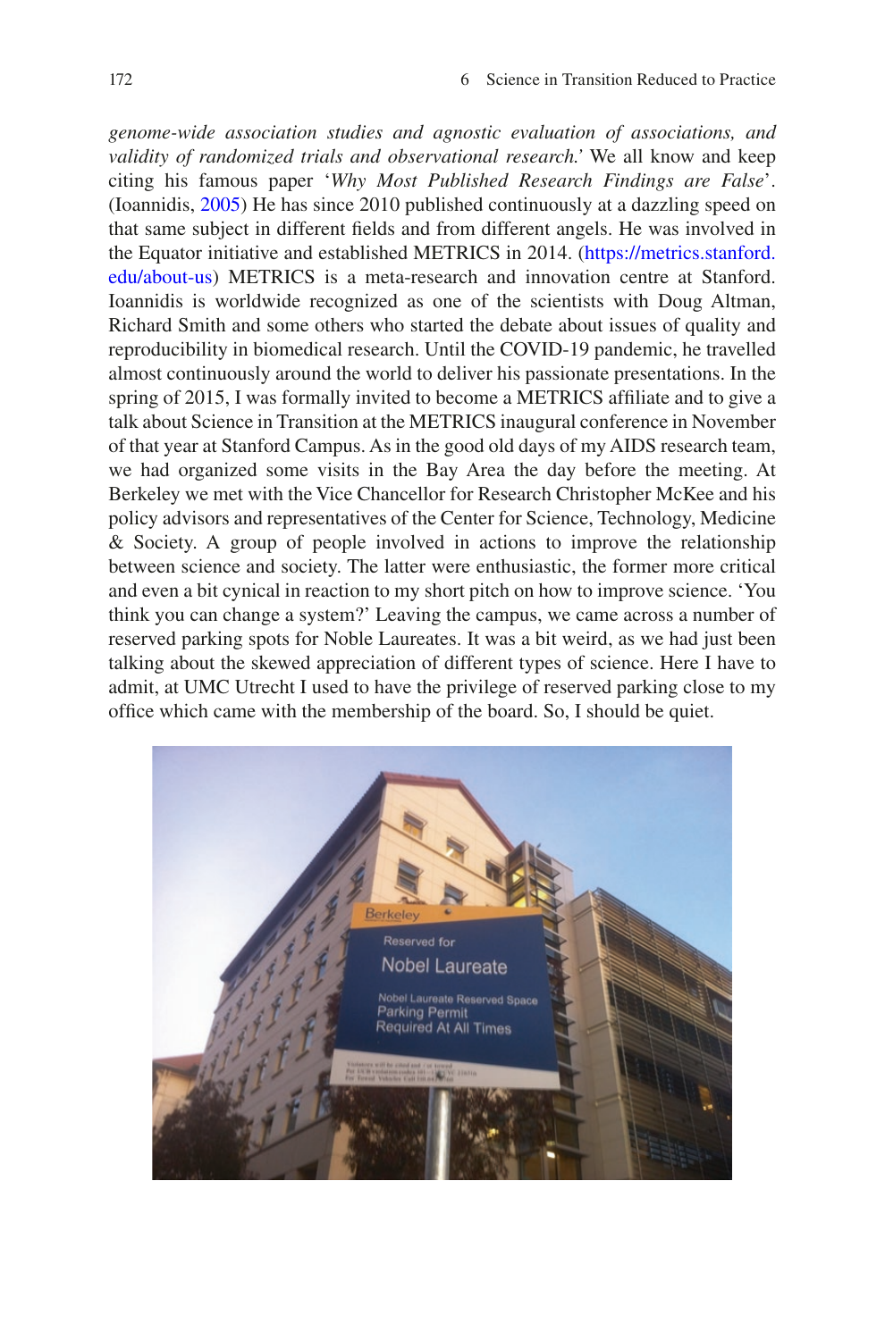*genome-wide association studies and agnostic evaluation of associations, and validity of randomized trials and observational research.'* We all know and keep citing his famous paper '*Why Most Published Research Findings are False*'. (Ioannidis, 2005) He has since 2010 published continuously at a dazzling speed on that same subject in different fields and from different angels. He was involved in the Equator initiative and established METRICS in 2014. (https://metrics.stanford.edu/about-us) METRICS is a meta-research and innovation centre at Stanford. Ioannidis is worldwide recognized as one of the scientists with Doug Altman, Richard Smith and some others who started the debate about issues of quality and reproducibility in biomedical research. Until the COVID-19 pandemic, he travelled almost continuously around the world to deliver his passionate presentations. In the spring of 2015, I was formally invited to become a METRICS affiliate and to give a talk about Science in Transition at the METRICS inaugural conference in November of that year at Stanford Campus. As in the good old days of my AIDS research team, we had organized some visits in the Bay Area the day before the meeting. At Berkeley we met with the Vice Chancellor for Research Christopher McKee and his policy advisors and representatives of the Center for Science, Technology, Medicine & Society. A group of people involved in actions to improve the relationship between science and society. The latter were enthusiastic, the former more critical and even a bit cynical in reaction to my short pitch on how to improve science. 'You think you can change a system?' Leaving the campus, we came across a number of reserved parking spots for Noble Laureates. It was a bit weird, as we had just been talking about the skewed appreciation of different types of science. Here I have to admit, at UMC Utrecht I used to have the privilege of reserved parking close to my office which came with the membership of the board. So, I should be quiet.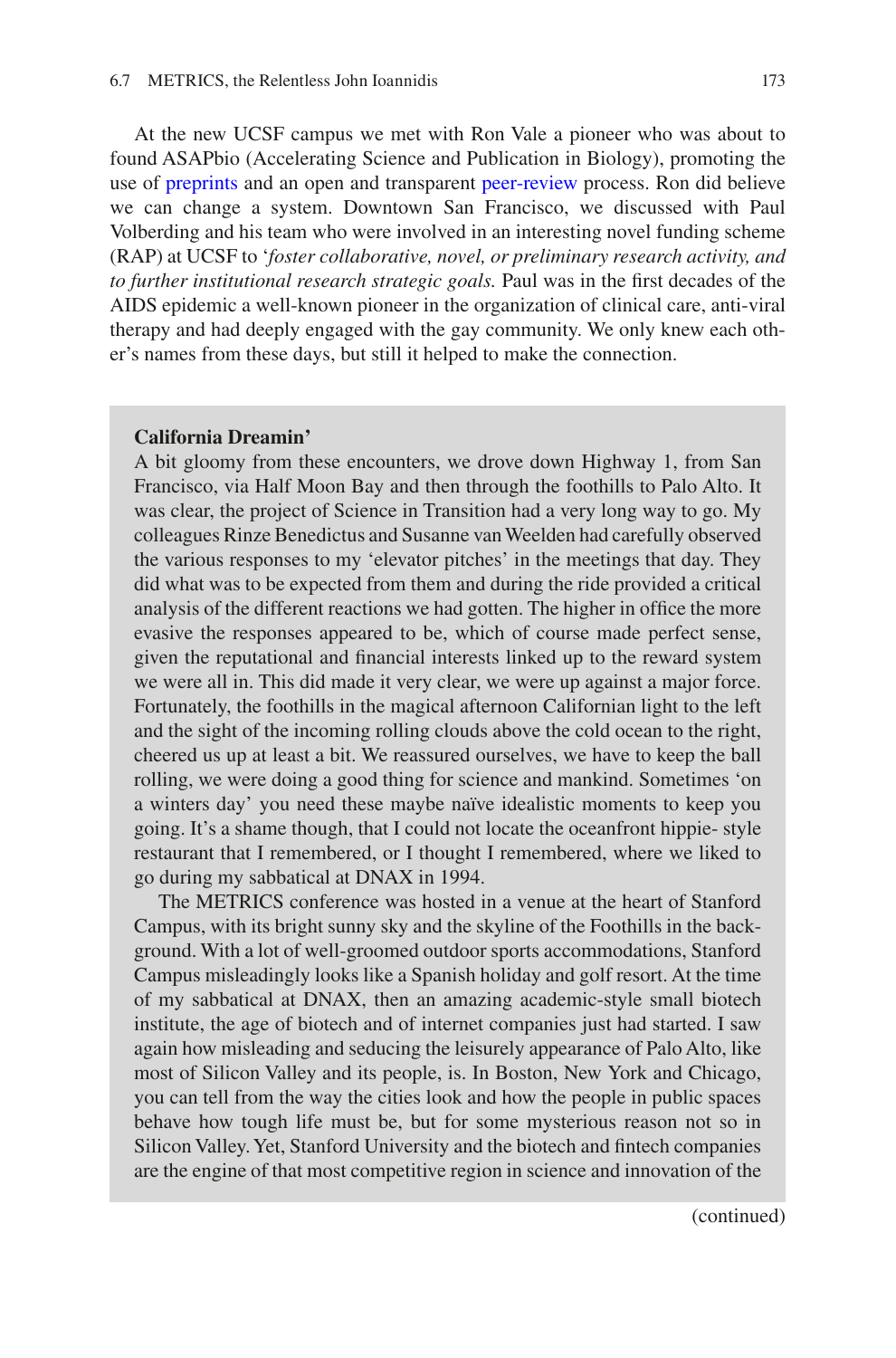At the new UCSF campus we met with Ron Vale a pioneer who was about to found ASAPbio (Accelerating Science and Publication in Biology), promoting the use of preprints and an open and transparent peer-review process. Ron did believe we can change a system. Downtown San Francisco, we discussed with Paul Volberding and his team who were involved in an interesting novel funding scheme (RAP) at UCSF to '*foster collaborative, novel, or preliminary research activity, and to further institutional research strategic goals.* Paul was in the first decades of the AIDS epidemic a well-known pioneer in the organization of clinical care, anti-viral therapy and had deeply engaged with the gay community. We only knew each other's names from these days, but still it helped to make the connection.

**California Dreamin'**

A bit gloomy from these encounters, we drove down Highway 1, from San Francisco, via Half Moon Bay and then through the foothills to Palo Alto. It was clear, the project of Science in Transition had a very long way to go. My colleagues Rinze Benedictus and Susanne van Weelden had carefully observed the various responses to my 'elevator pitches' in the meetings that day. They did what was to be expected from them and during the ride provided a critical analysis of the different reactions we had gotten. The higher in office the more evasive the responses appeared to be, which of course made perfect sense, given the reputational and financial interests linked up to the reward system we were all in. This did made it very clear, we were up against a major force. Fortunately, the foothills in the magical afternoon Californian light to the left and the sight of the incoming rolling clouds above the cold ocean to the right, cheered us up at least a bit. We reassured ourselves, we have to keep the ball rolling, we were doing a good thing for science and mankind. Sometimes 'on a winters day' you need these maybe naïve idealistic moments to keep you going. It's a shame though, that I could not locate the oceanfront hippie- style restaurant that I remembered, or I thought I remembered, where we liked to go during my sabbatical at DNAX in 1994.

The METRICS conference was hosted in a venue at the heart of Stanford Campus, with its bright sunny sky and the skyline of the Foothills in the background. With a lot of well-groomed outdoor sports accommodations, Stanford Campus misleadingly looks like a Spanish holiday and golf resort. At the time of my sabbatical at DNAX, then an amazing academic-style small biotech institute, the age of biotech and of internet companies just had started. I saw again how misleading and seducing the leisurely appearance of Palo Alto, like most of Silicon Valley and its people, is. In Boston, New York and Chicago, you can tell from the way the cities look and how the people in public spaces behave how tough life must be, but for some mysterious reason not so in Silicon Valley. Yet, Stanford University and the biotech and fintech companies are the engine of that most competitive region in science and innovation of the

(continued)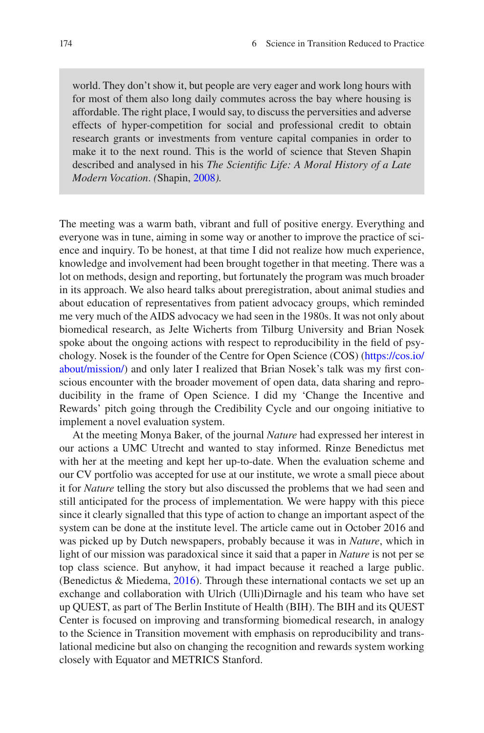> world. They don't show it, but people are very eager and work long hours with for most of them also long daily commutes across the bay where housing is affordable. The right place, I would say, to discuss the perversities and adverse effects of hyper-competition for social and professional credit to obtain research grants or investments from venture capital companies in order to make it to the next round. This is the world of science that Steven Shapin described and analysed in his *The Scientific Life: A Moral History of a Late Modern Vocation*. *(*Shapin, 2008*).*

The meeting was a warm bath, vibrant and full of positive energy. Everything and everyone was in tune, aiming in some way or another to improve the practice of science and inquiry. To be honest, at that time I did not realize how much experience, knowledge and involvement had been brought together in that meeting. There was a lot on methods, design and reporting, but fortunately the program was much broader in its approach. We also heard talks about preregistration, about animal studies and about education of representatives from patient advocacy groups, which reminded me very much of the AIDS advocacy we had seen in the 1980s. It was not only about biomedical research, as Jelte Wicherts from Tilburg University and Brian Nosek spoke about the ongoing actions with respect to reproducibility in the field of psychology. Nosek is the founder of the Centre for Open Science (COS) (https://cos.io/about/mission/) and only later I realized that Brian Nosek's talk was my first conscious encounter with the broader movement of open data, data sharing and reproducibility in the frame of Open Science. I did my 'Change the Incentive and Rewards' pitch going through the Credibility Cycle and our ongoing initiative to implement a novel evaluation system.

At the meeting Monya Baker, of the journal *Nature* had expressed her interest in our actions a UMC Utrecht and wanted to stay informed. Rinze Benedictus met with her at the meeting and kept her up-to-date. When the evaluation scheme and our CV portfolio was accepted for use at our institute, we wrote a small piece about it for *Nature* telling the story but also discussed the problems that we had seen and still anticipated for the process of implementation. We were happy with this piece since it clearly signalled that this type of action to change an important aspect of the system can be done at the institute level. The article came out in October 2016 and was picked up by Dutch newspapers, probably because it was in *Nature*, which in light of our mission was paradoxical since it said that a paper in *Nature* is not per se top class science. But anyhow, it had impact because it reached a large public. (Benedictus & Miedema, 2016). Through these international contacts we set up an exchange and collaboration with Ulrich (Ulli)Dirnagle and his team who have set up QUEST, as part of The Berlin Institute of Health (BIH). The BIH and its QUEST Center is focused on improving and transforming biomedical research, in analogy to the Science in Transition movement with emphasis on reproducibility and translational medicine but also on changing the recognition and rewards system working closely with Equator and METRICS Stanford.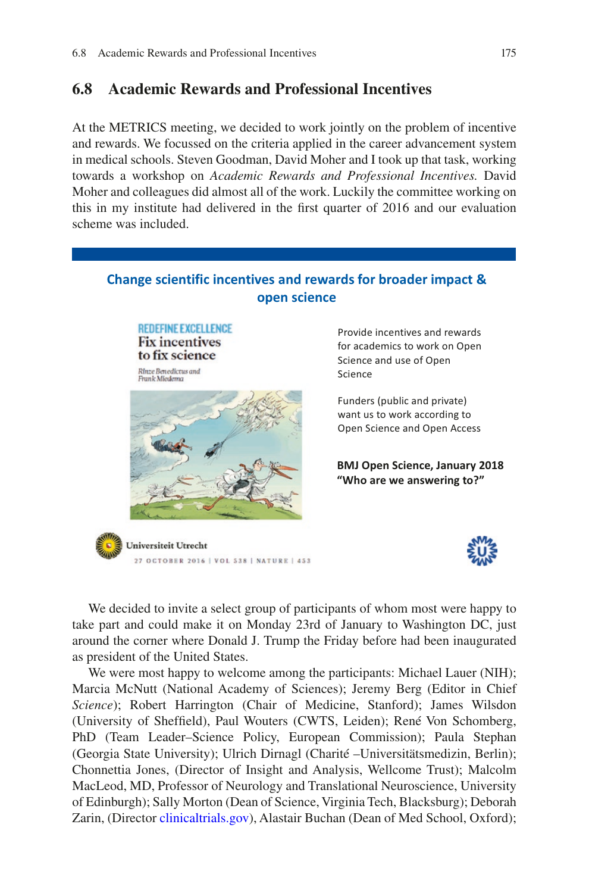## 6.8 Academic Rewards and Professional Incentives

At the METRICS meeting, we decided to work jointly on the problem of incentive and rewards. We focussed on the criteria applied in the career advancement system in medical schools. Steven Goodman, David Moher and I took up that task, working towards a workshop on *Academic Rewards and Professional Incentives.* David Moher and colleagues did almost all of the work. Luckily the committee working on this in my institute had delivered in the first quarter of 2016 and our evaluation scheme was included.

**Change scientific incentives and rewards for broader impact & open science**

REDEFINE EXCELLENCE
Fix incentives to fix science
Rinze Benedictus and Frank Miedema

Provide incentives and rewards for academics to work on Open Science and use of Open Science

Funders (public and private) want us to work according to Open Science and Open Access

**BMJ Open Science, January 2018 "Who are we answering to?"**

Universiteit Utrecht

27 OCTOBER 2016 | VOL 538 | NATURE | 453

We decided to invite a select group of participants of whom most were happy to take part and could make it on Monday 23rd of January to Washington DC, just around the corner where Donald J. Trump the Friday before had been inaugurated as president of the United States.

We were most happy to welcome among the participants: Michael Lauer (NIH); Marcia McNutt (National Academy of Sciences); Jeremy Berg (Editor in Chief *Science*); Robert Harrington (Chair of Medicine, Stanford); James Wilsdon (University of Sheffield), Paul Wouters (CWTS, Leiden); René Von Schomberg, PhD (Team Leader–Science Policy, European Commission); Paula Stephan (Georgia State University); Ulrich Dirnagl (Charité –Universitätsmedizin, Berlin); Chonnettia Jones, (Director of Insight and Analysis, Wellcome Trust); Malcolm MacLeod, MD, Professor of Neurology and Translational Neuroscience, University of Edinburgh); Sally Morton (Dean of Science, Virginia Tech, Blacksburg); Deborah Zarin, (Director clinicaltrials.gov), Alastair Buchan (Dean of Med School, Oxford);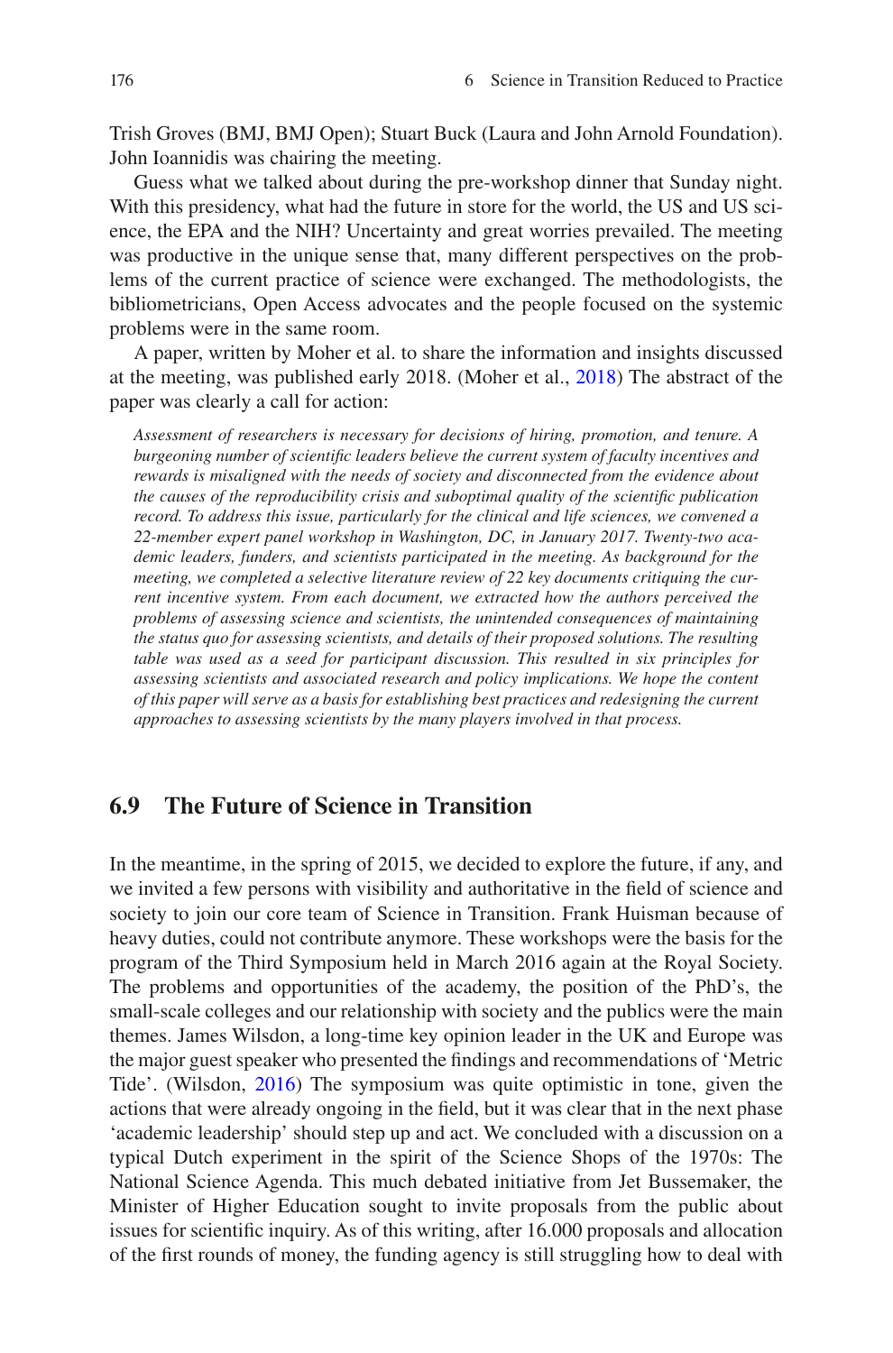Trish Groves (BMJ, BMJ Open); Stuart Buck (Laura and John Arnold Foundation). John Ioannidis was chairing the meeting.

Guess what we talked about during the pre-workshop dinner that Sunday night. With this presidency, what had the future in store for the world, the US and US science, the EPA and the NIH? Uncertainty and great worries prevailed. The meeting was productive in the unique sense that, many different perspectives on the problems of the current practice of science were exchanged. The methodologists, the bibliometricians, Open Access advocates and the people focused on the systemic problems were in the same room.

A paper, written by Moher et al. to share the information and insights discussed at the meeting, was published early 2018. (Moher et al., 2018) The abstract of the paper was clearly a call for action:

> *Assessment of researchers is necessary for decisions of hiring, promotion, and tenure. A burgeoning number of scientific leaders believe the current system of faculty incentives and rewards is misaligned with the needs of society and disconnected from the evidence about the causes of the reproducibility crisis and suboptimal quality of the scientific publication record. To address this issue, particularly for the clinical and life sciences, we convened a 22-member expert panel workshop in Washington, DC, in January 2017. Twenty-two academic leaders, funders, and scientists participated in the meeting. As background for the meeting, we completed a selective literature review of 22 key documents critiquing the current incentive system. From each document, we extracted how the authors perceived the problems of assessing science and scientists, the unintended consequences of maintaining the status quo for assessing scientists, and details of their proposed solutions. The resulting table was used as a seed for participant discussion. This resulted in six principles for assessing scientists and associated research and policy implications. We hope the content of this paper will serve as a basis for establishing best practices and redesigning the current approaches to assessing scientists by the many players involved in that process.*

## 6.9 The Future of Science in Transition

In the meantime, in the spring of 2015, we decided to explore the future, if any, and we invited a few persons with visibility and authoritative in the field of science and society to join our core team of Science in Transition. Frank Huisman because of heavy duties, could not contribute anymore. These workshops were the basis for the program of the Third Symposium held in March 2016 again at the Royal Society. The problems and opportunities of the academy, the position of the PhD's, the small-scale colleges and our relationship with society and the publics were the main themes. James Wilsdon, a long-time key opinion leader in the UK and Europe was the major guest speaker who presented the findings and recommendations of 'Metric Tide'. (Wilsdon, 2016) The symposium was quite optimistic in tone, given the actions that were already ongoing in the field, but it was clear that in the next phase 'academic leadership' should step up and act. We concluded with a discussion on a typical Dutch experiment in the spirit of the Science Shops of the 1970s: The National Science Agenda. This much debated initiative from Jet Bussemaker, the Minister of Higher Education sought to invite proposals from the public about issues for scientific inquiry. As of this writing, after 16.000 proposals and allocation of the first rounds of money, the funding agency is still struggling how to deal with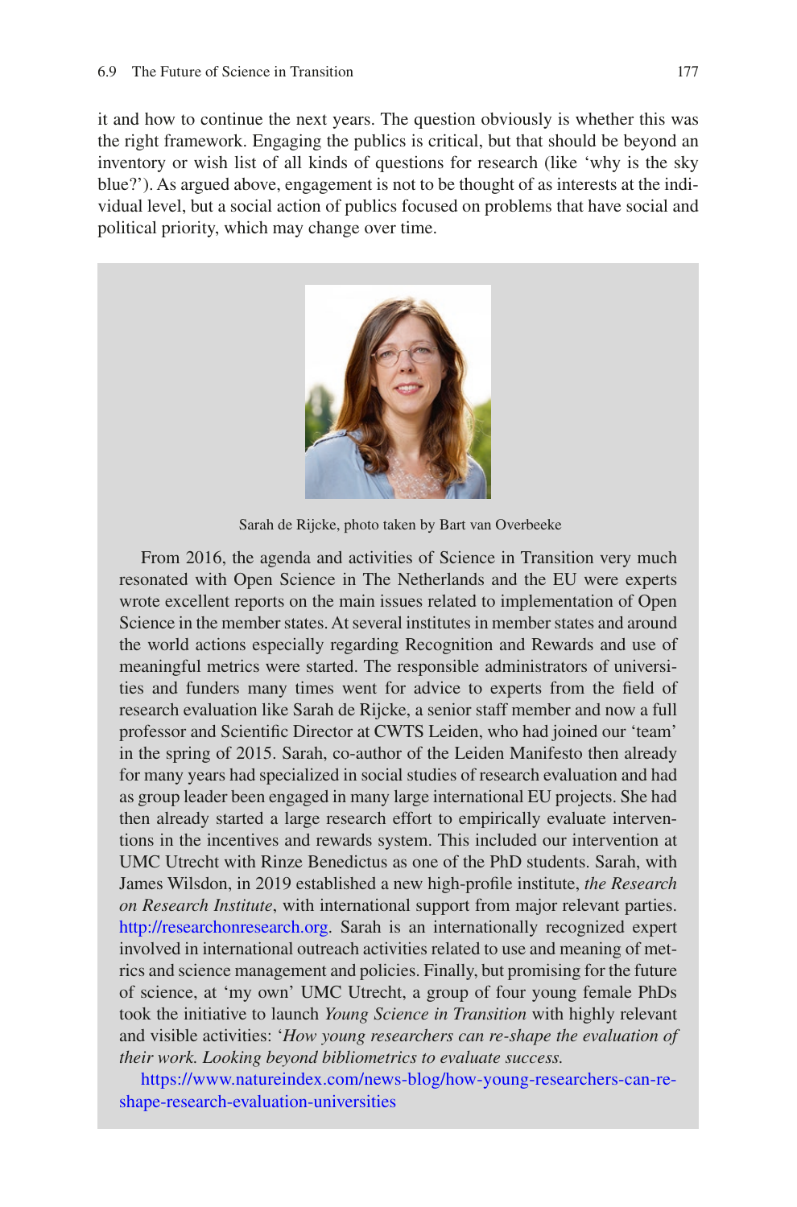it and how to continue the next years. The question obviously is whether this was the right framework. Engaging the publics is critical, but that should be beyond an inventory or wish list of all kinds of questions for research (like 'why is the sky blue?'). As argued above, engagement is not to be thought of as interests at the individual level, but a social action of publics focused on problems that have social and political priority, which may change over time.

Sarah de Rijcke, photo taken by Bart van Overbeeke

From 2016, the agenda and activities of Science in Transition very much resonated with Open Science in The Netherlands and the EU were experts wrote excellent reports on the main issues related to implementation of Open Science in the member states. At several institutes in member states and around the world actions especially regarding Recognition and Rewards and use of meaningful metrics were started. The responsible administrators of universities and funders many times went for advice to experts from the field of research evaluation like Sarah de Rijcke, a senior staff member and now a full professor and Scientific Director at CWTS Leiden, who had joined our 'team' in the spring of 2015. Sarah, co-author of the Leiden Manifesto then already for many years had specialized in social studies of research evaluation and had as group leader been engaged in many large international EU projects. She had then already started a large research effort to empirically evaluate interventions in the incentives and rewards system. This included our intervention at UMC Utrecht with Rinze Benedictus as one of the PhD students. Sarah, with James Wilsdon, in 2019 established a new high-profile institute, *the Research on Research Institute*, with international support from major relevant parties. http://researchonresearch.org. Sarah is an internationally recognized expert involved in international outreach activities related to use and meaning of metrics and science management and policies. Finally, but promising for the future of science, at 'my own' UMC Utrecht, a group of four young female PhDs took the initiative to launch *Young Science in Transition* with highly relevant and visible activities: '*How young researchers can re-shape the evaluation of their work. Looking beyond bibliometrics to evaluate success.*

https://www.natureindex.com/news-blog/how-young-researchers-can-re-shape-research-evaluation-universities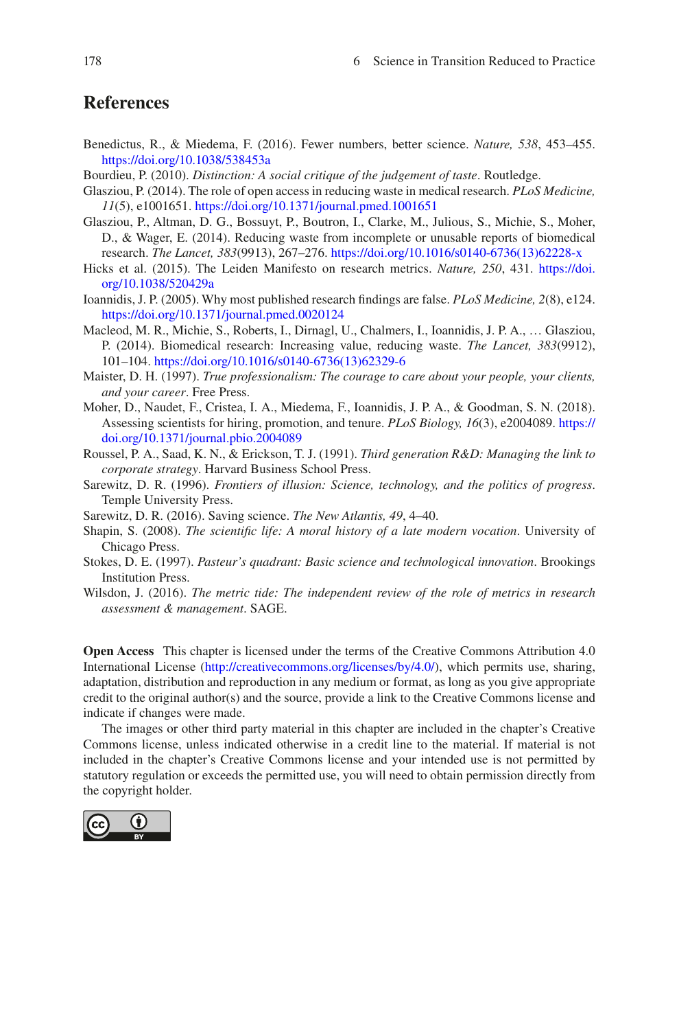## References

Benedictus, R., & Miedema, F. (2016). Fewer numbers, better science. *Nature, 538*, 453–455. https://doi.org/10.1038/538453a

Bourdieu, P. (2010). *Distinction: A social critique of the judgement of taste*. Routledge.

Glasziou, P. (2014). The role of open access in reducing waste in medical research. *PLoS Medicine, 11*(5), e1001651. https://doi.org/10.1371/journal.pmed.1001651

Glasziou, P., Altman, D. G., Bossuyt, P., Boutron, I., Clarke, M., Julious, S., Michie, S., Moher, D., & Wager, E. (2014). Reducing waste from incomplete or unusable reports of biomedical research. *The Lancet, 383*(9913), 267–276. https://doi.org/10.1016/s0140-6736(13)62228-x

Hicks et al. (2015). The Leiden Manifesto on research metrics. *Nature, 250*, 431. https://doi.org/10.1038/520429a

Ioannidis, J. P. (2005). Why most published research findings are false. *PLoS Medicine, 2*(8), e124. https://doi.org/10.1371/journal.pmed.0020124

Macleod, M. R., Michie, S., Roberts, I., Dirnagl, U., Chalmers, I., Ioannidis, J. P. A., … Glasziou, P. (2014). Biomedical research: Increasing value, reducing waste. *The Lancet, 383*(9912), 101–104. https://doi.org/10.1016/s0140-6736(13)62329-6

Maister, D. H. (1997). *True professionalism: The courage to care about your people, your clients, and your career*. Free Press.

Moher, D., Naudet, F., Cristea, I. A., Miedema, F., Ioannidis, J. P. A., & Goodman, S. N. (2018). Assessing scientists for hiring, promotion, and tenure. *PLoS Biology, 16*(3), e2004089. https://doi.org/10.1371/journal.pbio.2004089

Roussel, P. A., Saad, K. N., & Erickson, T. J. (1991). *Third generation R&D: Managing the link to corporate strategy*. Harvard Business School Press.

Sarewitz, D. R. (1996). *Frontiers of illusion: Science, technology, and the politics of progress*. Temple University Press.

Sarewitz, D. R. (2016). Saving science. *The New Atlantis, 49*, 4–40.

Shapin, S. (2008). *The scientific life: A moral history of a late modern vocation*. University of Chicago Press.

Stokes, D. E. (1997). *Pasteur's quadrant: Basic science and technological innovation*. Brookings Institution Press.

Wilsdon, J. (2016). *The metric tide: The independent review of the role of metrics in research assessment & management*. SAGE.

**Open Access** This chapter is licensed under the terms of the Creative Commons Attribution 4.0 International License (http://creativecommons.org/licenses/by/4.0/), which permits use, sharing, adaptation, distribution and reproduction in any medium or format, as long as you give appropriate credit to the original author(s) and the source, provide a link to the Creative Commons license and indicate if changes were made.

The images or other third party material in this chapter are included in the chapter's Creative Commons license, unless indicated otherwise in a credit line to the material. If material is not included in the chapter's Creative Commons license and your intended use is not permitted by statutory regulation or exceeds the permitted use, you will need to obtain permission directly from the copyright holder.